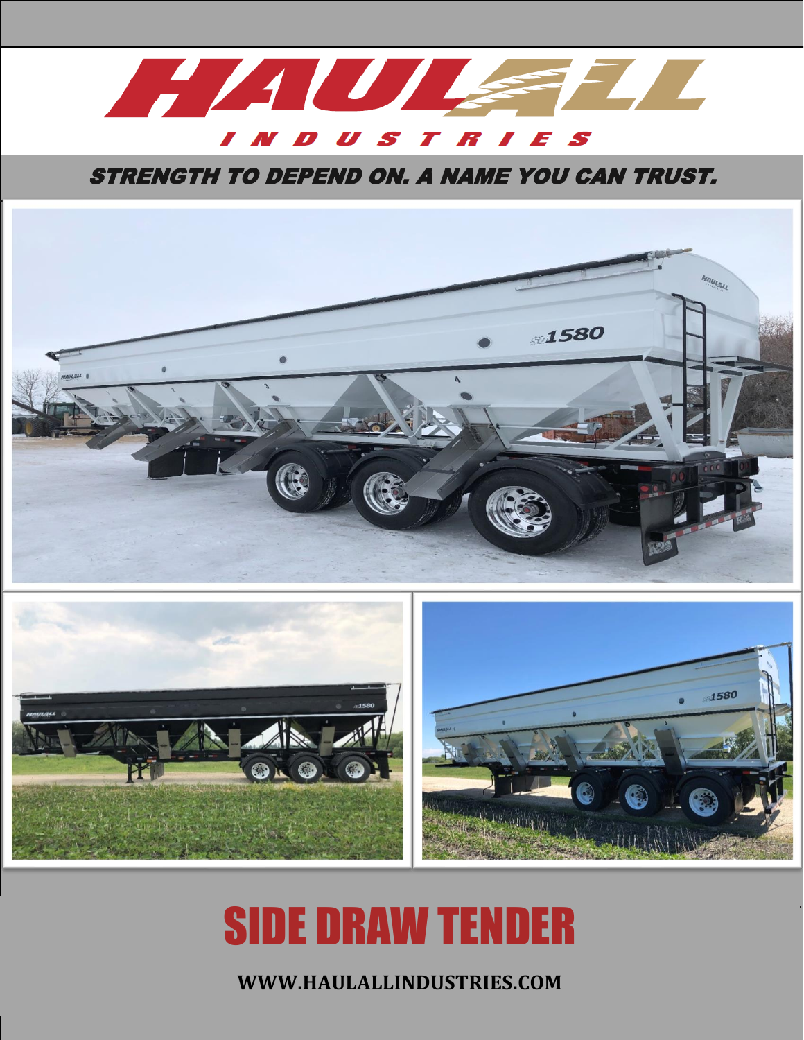# HAULALL

INDUSTRIES

**STRENGTH TO DEPEND ON. A NAME YOU CAN TRUST.**

# SIDE DRAW TENDER

**WWW.HAULALLINDUSTRIES.COM**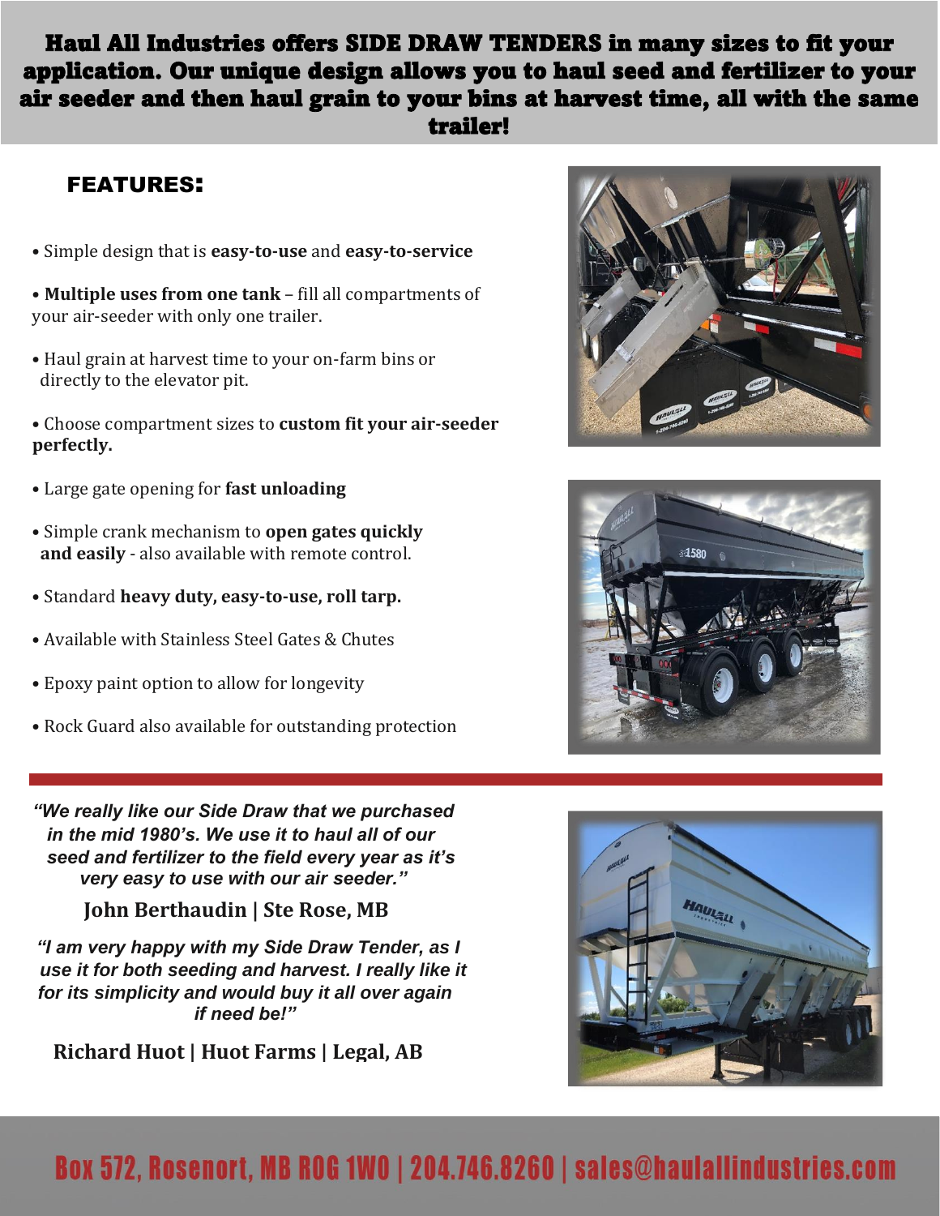**Haul All Industries offers SIDE DRAW TENDERS in many sizes to fit your application. Our unique design allows you to haul seed and fertilizer to your air seeder and then haul grain to your bins at harvest time, all with the same trailer!**

## FEATURES:

- Simple design that is **easy-to-use** and **easy-to-service**
- **Multiple uses from one tank** – fill all compartments of your air-seeder with only one trailer.
- Haul grain at harvest time to your on-farm bins or directly to the elevator pit.
- Choose compartment sizes to **custom fit your air-seeder perfectly.**
- Large gate opening for **fast unloading**
- Simple crank mechanism to **open gates quickly and easily** - also available with remote control.
- Standard **heavy duty, easy-to-use, roll tarp.**
- Available with Stainless Steel Gates & Chutes
- Epoxy paint option to allow for longevity
- Rock Guard also available for outstanding protection

***"We really like our Side Draw that we purchased in the mid 1980's. We use it to haul all of our seed and fertilizer to the field every year as it's very easy to use with our air seeder."***

**John Berthaudin | Ste Rose, MB**

***"I am very happy with my Side Draw Tender, as I use it for both seeding and harvest. I really like it for its simplicity and would buy it all over again if need be!"***

**Richard Huot | Huot Farms | Legal, AB**

Box 572, Rosenort, MB R0G 1W0 | 204.746.8260 | sales@haulallindustries.com